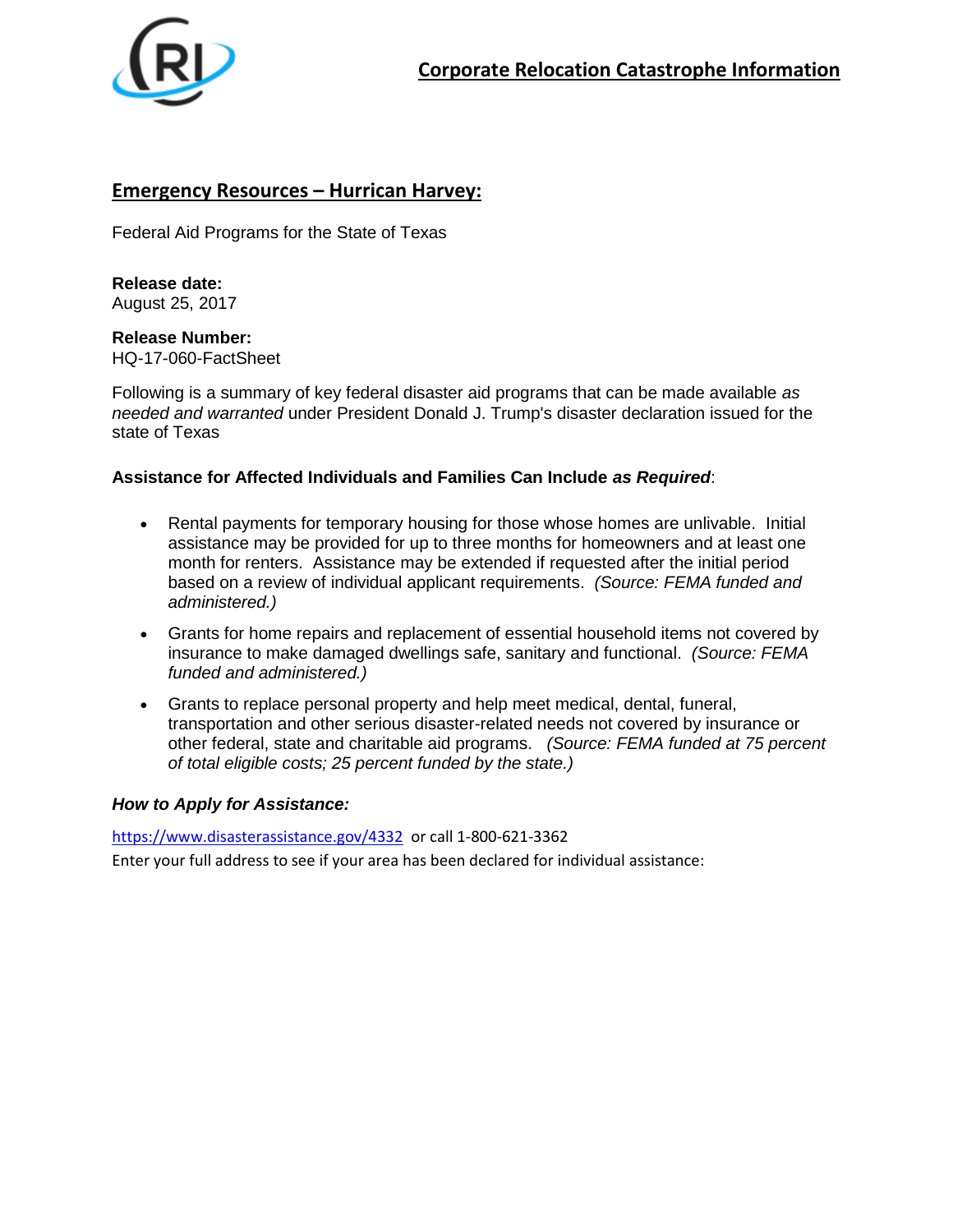# Corporate Relocation Catastrophe Information

## Emergency Resources – Hurrican Harvey:

Federal Aid Programs for the State of Texas

**Release date:**
August 25, 2017

**Release Number:**
HQ-17-060-FactSheet

Following is a summary of key federal disaster aid programs that can be made available *as needed and warranted* under President Donald J. Trump's disaster declaration issued for the state of Texas

**Assistance for Affected Individuals and Families Can Include *as Required*:**

- Rental payments for temporary housing for those whose homes are unlivable. Initial assistance may be provided for up to three months for homeowners and at least one month for renters. Assistance may be extended if requested after the initial period based on a review of individual applicant requirements. *(Source: FEMA funded and administered.)*
- Grants for home repairs and replacement of essential household items not covered by insurance to make damaged dwellings safe, sanitary and functional. *(Source: FEMA funded and administered.)*
- Grants to replace personal property and help meet medical, dental, funeral, transportation and other serious disaster-related needs not covered by insurance or other federal, state and charitable aid programs. *(Source: FEMA funded at 75 percent of total eligible costs; 25 percent funded by the state.)*

***How to Apply for Assistance:***

https://www.disasterassistance.gov/4332 or call 1-800-621-3362

Enter your full address to see if your area has been declared for individual assistance: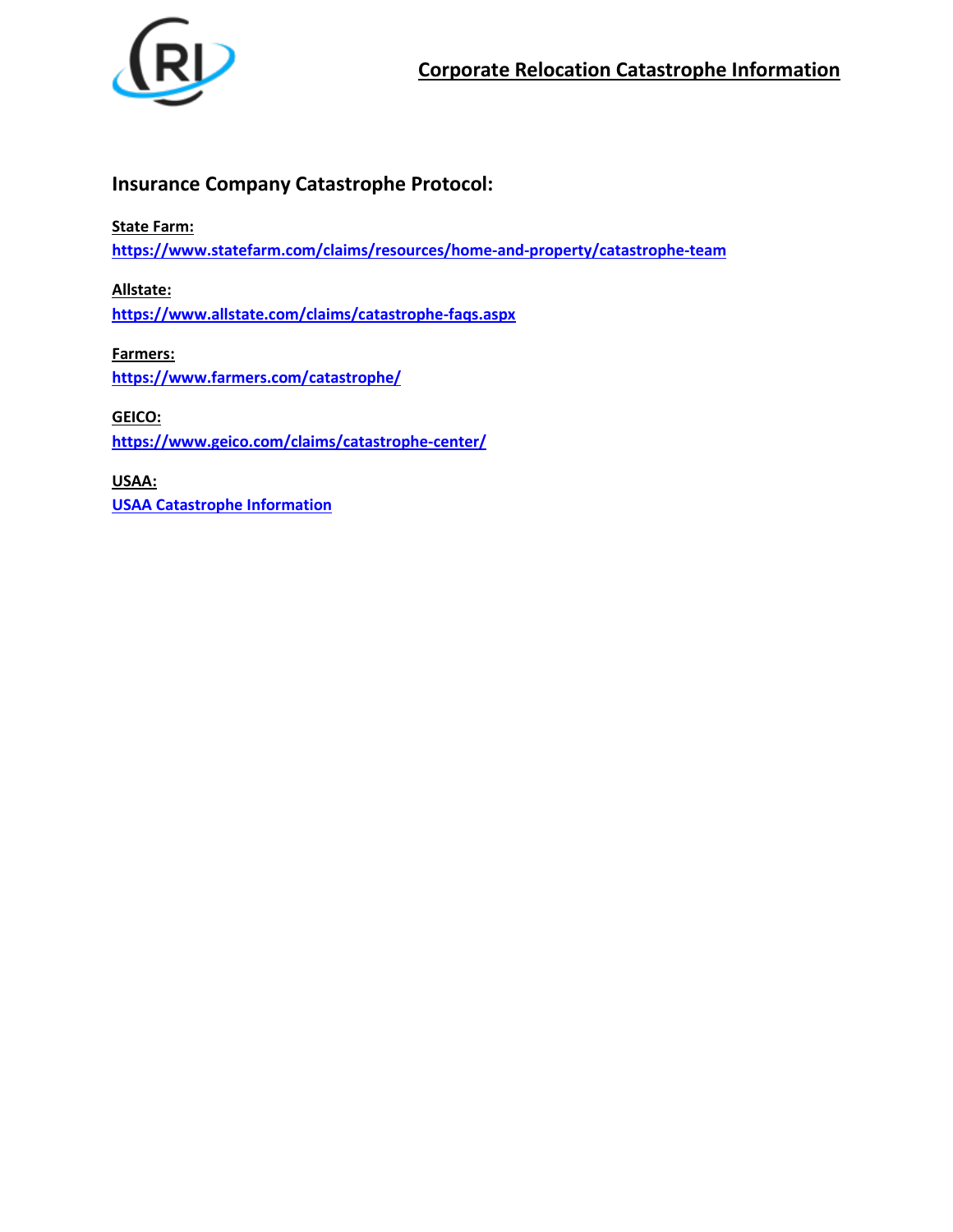# Corporate Relocation Catastrophe Information

## Insurance Company Catastrophe Protocol:

**State Farm:**
https://www.statefarm.com/claims/resources/home-and-property/catastrophe-team

**Allstate:**
https://www.allstate.com/claims/catastrophe-faqs.aspx

**Farmers:**
https://www.farmers.com/catastrophe/

**GEICO:**
https://www.geico.com/claims/catastrophe-center/

**USAA:**
USAA Catastrophe Information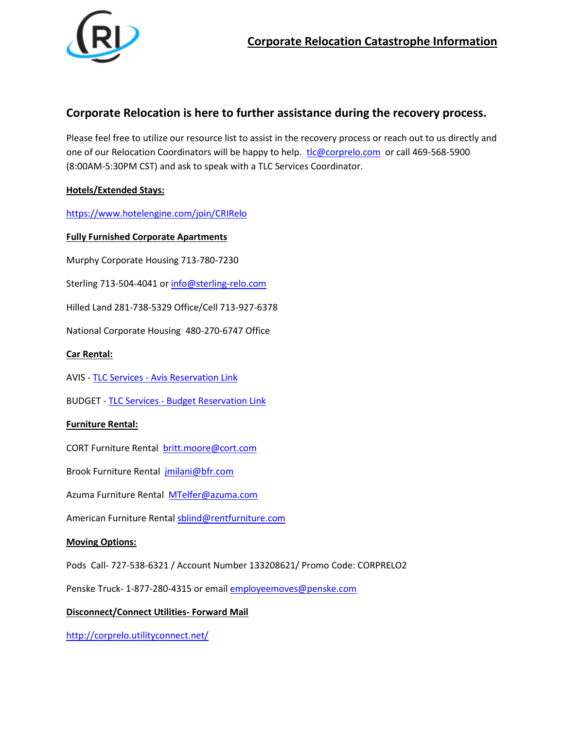# Corporate Relocation Catastrophe Information

## Corporate Relocation is here to further assistance during the recovery process.

Please feel free to utilize our resource list to assist in the recovery process or reach out to us directly and one of our Relocation Coordinators will be happy to help. tlc@corprelo.com or call 469-568-5900 (8:00AM-5:30PM CST) and ask to speak with a TLC Services Coordinator.

**Hotels/Extended Stays:**

https://www.hotelengine.com/join/CRIRelo

**Fully Furnished Corporate Apartments**

Murphy Corporate Housing 713-780-7230

Sterling 713-504-4041 or info@sterling-relo.com

Hilled Land 281-738-5329 Office/Cell 713-927-6378

National Corporate Housing 480-270-6747 Office

**Car Rental:**

AVIS - TLC Services - Avis Reservation Link

BUDGET - TLC Services - Budget Reservation Link

**Furniture Rental:**

CORT Furniture Rental britt.moore@cort.com

Brook Furniture Rental jmilani@bfr.com

Azuma Furniture Rental MTelfer@azuma.com

American Furniture Rental sblind@rentfurniture.com

**Moving Options:**

Pods Call- 727-538-6321 / Account Number 133208621/ Promo Code: CORPRELO2

Penske Truck- 1-877-280-4315 or email employeemoves@penske.com

**Disconnect/Connect Utilities- Forward Mail**

http://corprelo.utilityconnect.net/